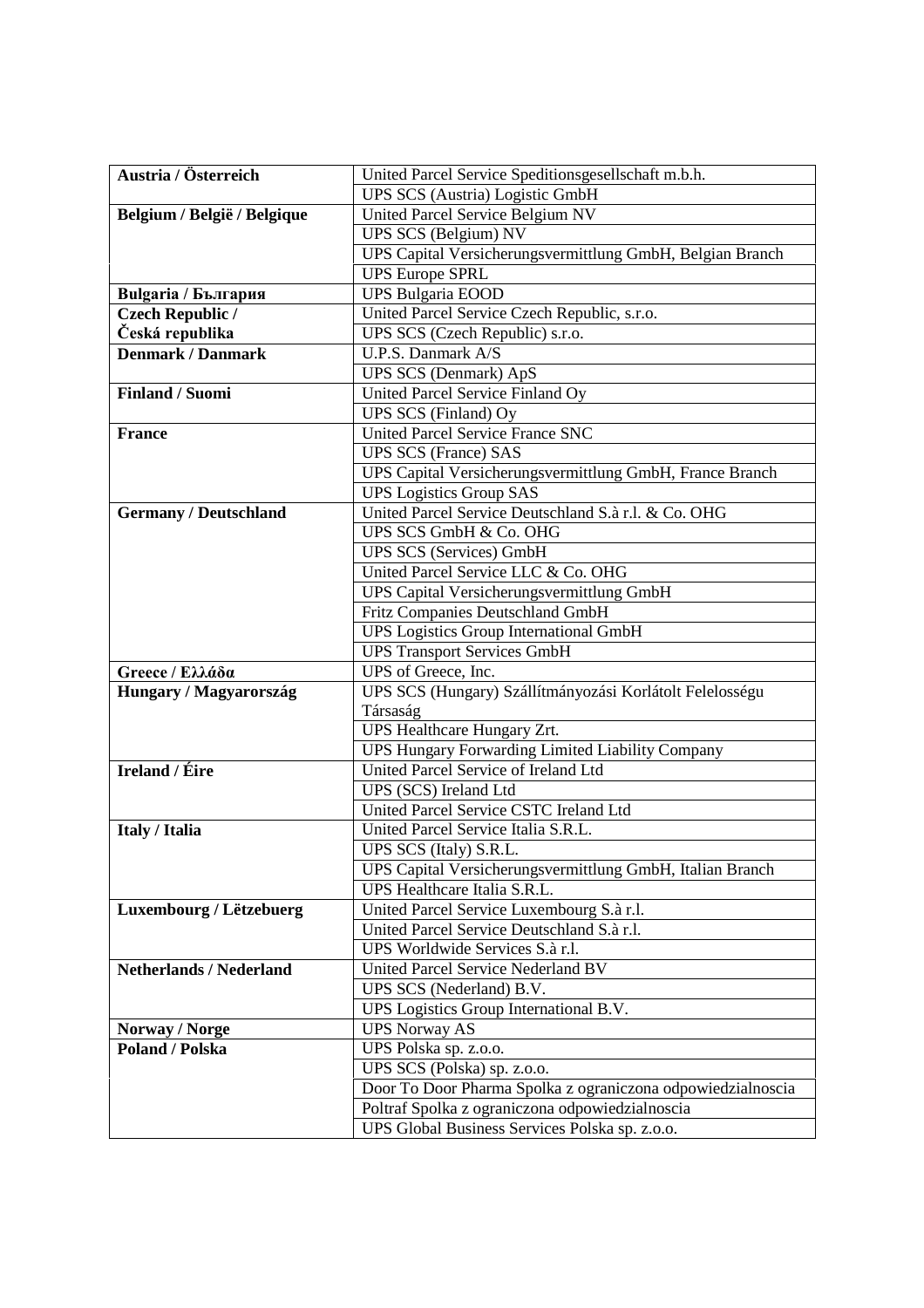| | |
|---|---|
| **Austria / Österreich** | United Parcel Service Speditionsgesellschaft m.b.h. |
| | UPS SCS (Austria) Logistic GmbH |
| **Belgium / België / Belgique** | United Parcel Service Belgium NV |
| | UPS SCS (Belgium) NV |
| | UPS Capital Versicherungsvermittlung GmbH, Belgian Branch |
| | UPS Europe SPRL |
| **Bulgaria / България** | UPS Bulgaria EOOD |
| **Czech Republic / Česká republika** | United Parcel Service Czech Republic, s.r.o. |
| | UPS SCS (Czech Republic) s.r.o. |
| **Denmark / Danmark** | U.P.S. Danmark A/S |
| | UPS SCS (Denmark) ApS |
| **Finland / Suomi** | United Parcel Service Finland Oy |
| | UPS SCS (Finland) Oy |
| **France** | United Parcel Service France SNC |
| | UPS SCS (France) SAS |
| | UPS Capital Versicherungsvermittlung GmbH, France Branch |
| | UPS Logistics Group SAS |
| **Germany / Deutschland** | United Parcel Service Deutschland S.à r.l. & Co. OHG |
| | UPS SCS GmbH & Co. OHG |
| | UPS SCS (Services) GmbH |
| | United Parcel Service LLC & Co. OHG |
| | UPS Capital Versicherungsvermittlung GmbH |
| | Fritz Companies Deutschland GmbH |
| | UPS Logistics Group International GmbH |
| | UPS Transport Services GmbH |
| **Greece / Ελλάδα** | UPS of Greece, Inc. |
| **Hungary / Magyarország** | UPS SCS (Hungary) Szállítmányozási Korlátolt Felelosségu Társaság |
| | UPS Healthcare Hungary Zrt. |
| | UPS Hungary Forwarding Limited Liability Company |
| **Ireland / Éire** | United Parcel Service of Ireland Ltd |
| | UPS (SCS) Ireland Ltd |
| | United Parcel Service CSTC Ireland Ltd |
| **Italy / Italia** | United Parcel Service Italia S.R.L. |
| | UPS SCS (Italy) S.R.L. |
| | UPS Capital Versicherungsvermittlung GmbH, Italian Branch |
| | UPS Healthcare Italia S.R.L. |
| **Luxembourg / Lëtzebuerg** | United Parcel Service Luxembourg S.à r.l. |
| | United Parcel Service Deutschland S.à r.l. |
| | UPS Worldwide Services S.à r.l. |
| **Netherlands / Nederland** | United Parcel Service Nederland BV |
| | UPS SCS (Nederland) B.V. |
| | UPS Logistics Group International B.V. |
| **Norway / Norge** | UPS Norway AS |
| **Poland / Polska** | UPS Polska sp. z.o.o. |
| | UPS SCS (Polska) sp. z.o.o. |
| | Door To Door Pharma Spolka z ograniczona odpowiedzialnoscia |
| | Poltraf Spolka z ograniczona odpowiedzialnoscia |
| | UPS Global Business Services Polska sp. z.o.o. |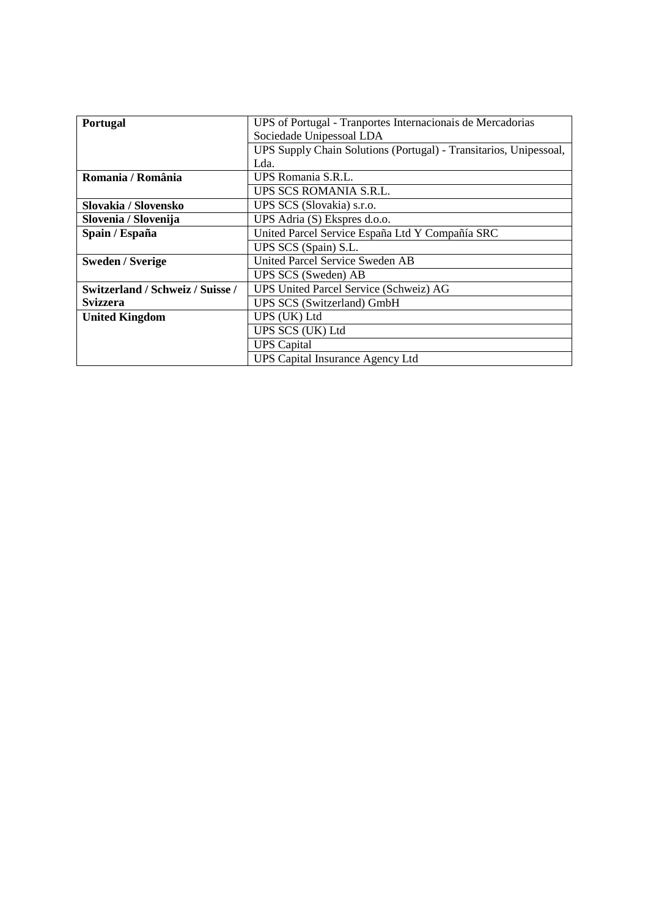| | |
|---|---|
| **Portugal** | UPS of Portugal - Tranportes Internacionais de Mercadorias Sociedade Unipessoal LDA |
| | UPS Supply Chain Solutions (Portugal) - Transitarios, Unipessoal, Lda. |
| **Romania / România** | UPS Romania S.R.L. |
| | UPS SCS ROMANIA S.R.L. |
| **Slovakia / Slovensko** | UPS SCS (Slovakia) s.r.o. |
| **Slovenia / Slovenija** | UPS Adria (S) Ekspres d.o.o. |
| **Spain / España** | United Parcel Service España Ltd Y Compañía SRC |
| | UPS SCS (Spain) S.L. |
| **Sweden / Sverige** | United Parcel Service Sweden AB |
| | UPS SCS (Sweden) AB |
| **Switzerland / Schweiz / Suisse / Svizzera** | UPS United Parcel Service (Schweiz) AG |
| | UPS SCS (Switzerland) GmbH |
| **United Kingdom** | UPS (UK) Ltd |
| | UPS SCS (UK) Ltd |
| | UPS Capital |
| | UPS Capital Insurance Agency Ltd |